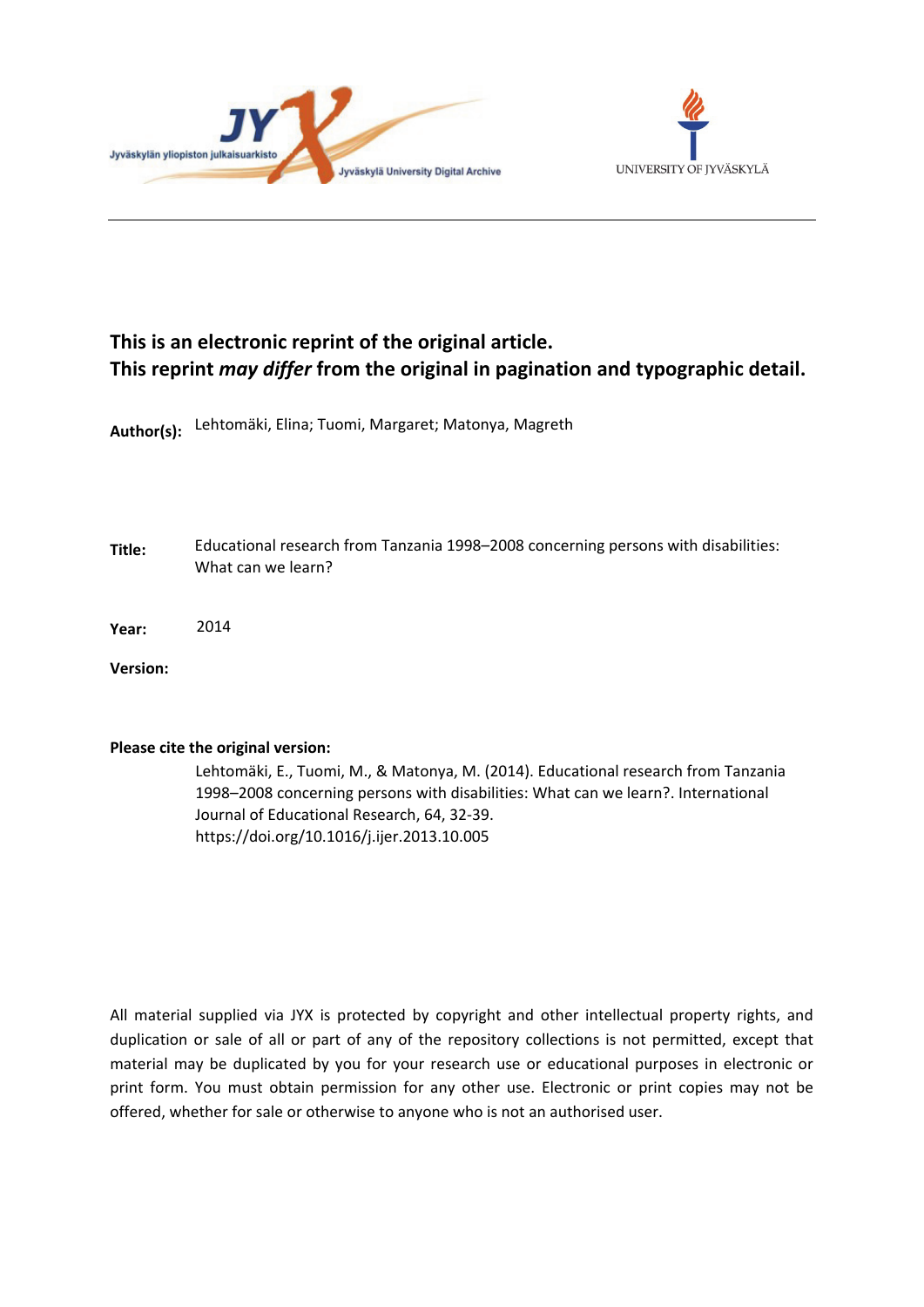**This is an electronic reprint of the original article.**
**This reprint *may differ* from the original in pagination and typographic detail.**

**Author(s):** Lehtomäki, Elina; Tuomi, Margaret; Matonya, Magreth

**Title:** Educational research from Tanzania 1998–2008 concerning persons with disabilities: What can we learn?

**Year:** 2014

**Version:**

**Please cite the original version:**

Lehtomäki, E., Tuomi, M., & Matonya, M. (2014). Educational research from Tanzania 1998–2008 concerning persons with disabilities: What can we learn?. International Journal of Educational Research, 64, 32-39. https://doi.org/10.1016/j.ijer.2013.10.005

All material supplied via JYX is protected by copyright and other intellectual property rights, and duplication or sale of all or part of any of the repository collections is not permitted, except that material may be duplicated by you for your research use or educational purposes in electronic or print form. You must obtain permission for any other use. Electronic or print copies may not be offered, whether for sale or otherwise to anyone who is not an authorised user.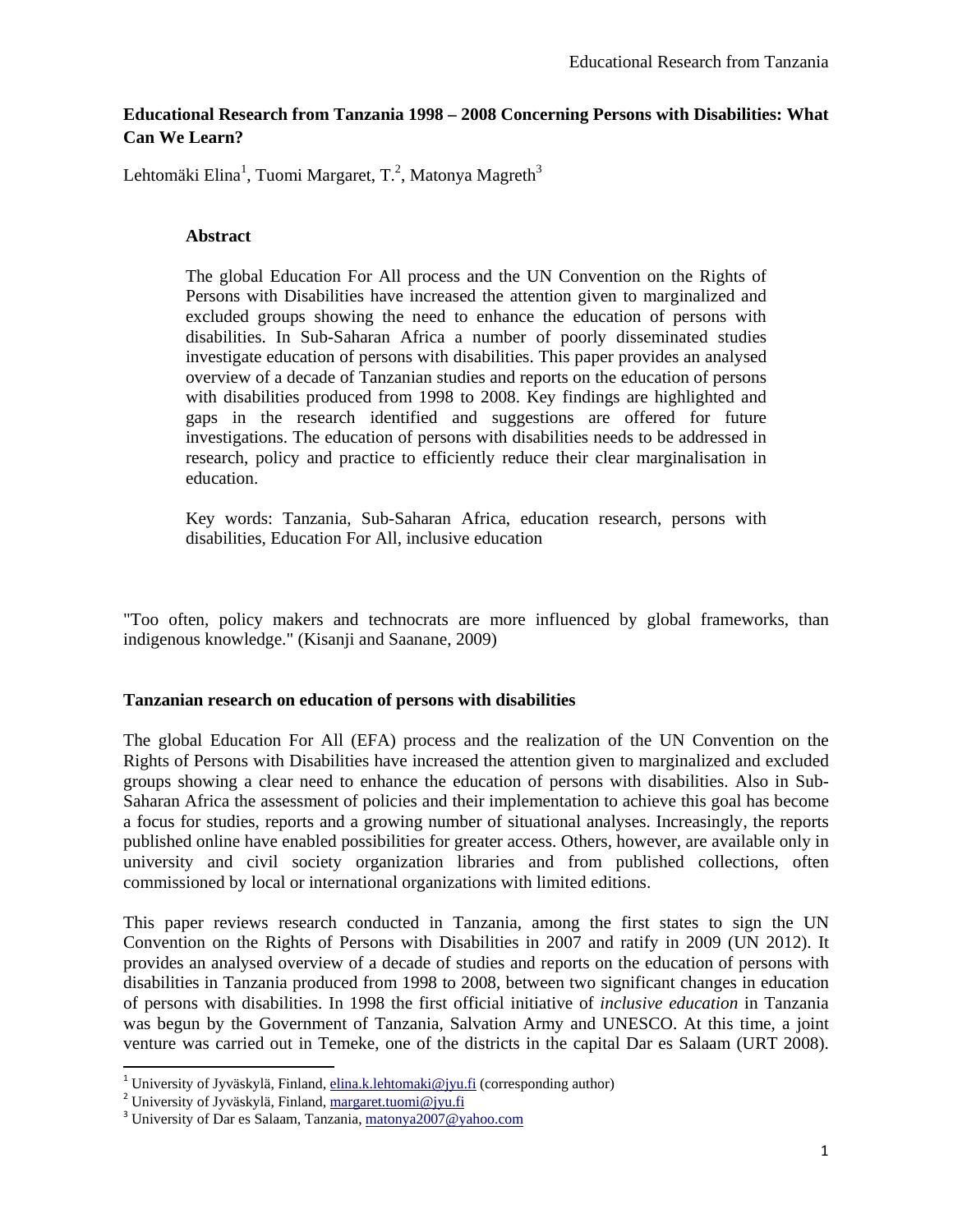**Educational Research from Tanzania 1998 – 2008 Concerning Persons with Disabilities: What Can We Learn?**

Lehtomäki Elina[1], Tuomi Margaret, T.[2], Matonya Magreth[3]

**Abstract**

The global Education For All process and the UN Convention on the Rights of Persons with Disabilities have increased the attention given to marginalized and excluded groups showing the need to enhance the education of persons with disabilities. In Sub-Saharan Africa a number of poorly disseminated studies investigate education of persons with disabilities. This paper provides an analysed overview of a decade of Tanzanian studies and reports on the education of persons with disabilities produced from 1998 to 2008. Key findings are highlighted and gaps in the research identified and suggestions are offered for future investigations. The education of persons with disabilities needs to be addressed in research, policy and practice to efficiently reduce their clear marginalisation in education.

Key words: Tanzania, Sub-Saharan Africa, education research, persons with disabilities, Education For All, inclusive education

"Too often, policy makers and technocrats are more influenced by global frameworks, than indigenous knowledge." (Kisanji and Saanane, 2009)

## Tanzanian research on education of persons with disabilities

The global Education For All (EFA) process and the realization of the UN Convention on the Rights of Persons with Disabilities have increased the attention given to marginalized and excluded groups showing a clear need to enhance the education of persons with disabilities. Also in Sub-Saharan Africa the assessment of policies and their implementation to achieve this goal has become a focus for studies, reports and a growing number of situational analyses. Increasingly, the reports published online have enabled possibilities for greater access. Others, however, are available only in university and civil society organization libraries and from published collections, often commissioned by local or international organizations with limited editions.

This paper reviews research conducted in Tanzania, among the first states to sign the UN Convention on the Rights of Persons with Disabilities in 2007 and ratify in 2009 (UN 2012). It provides an analysed overview of a decade of studies and reports on the education of persons with disabilities in Tanzania produced from 1998 to 2008, between two significant changes in education of persons with disabilities. In 1998 the first official initiative of *inclusive education* in Tanzania was begun by the Government of Tanzania, Salvation Army and UNESCO. At this time, a joint venture was carried out in Temeke, one of the districts in the capital Dar es Salaam (URT 2008).

[1] University of Jyväskylä, Finland, elina.k.lehtomaki@jyu.fi (corresponding author)
[2] University of Jyväskylä, Finland, margaret.tuomi@jyu.fi
[3] University of Dar es Salaam, Tanzania, matonya2007@yahoo.com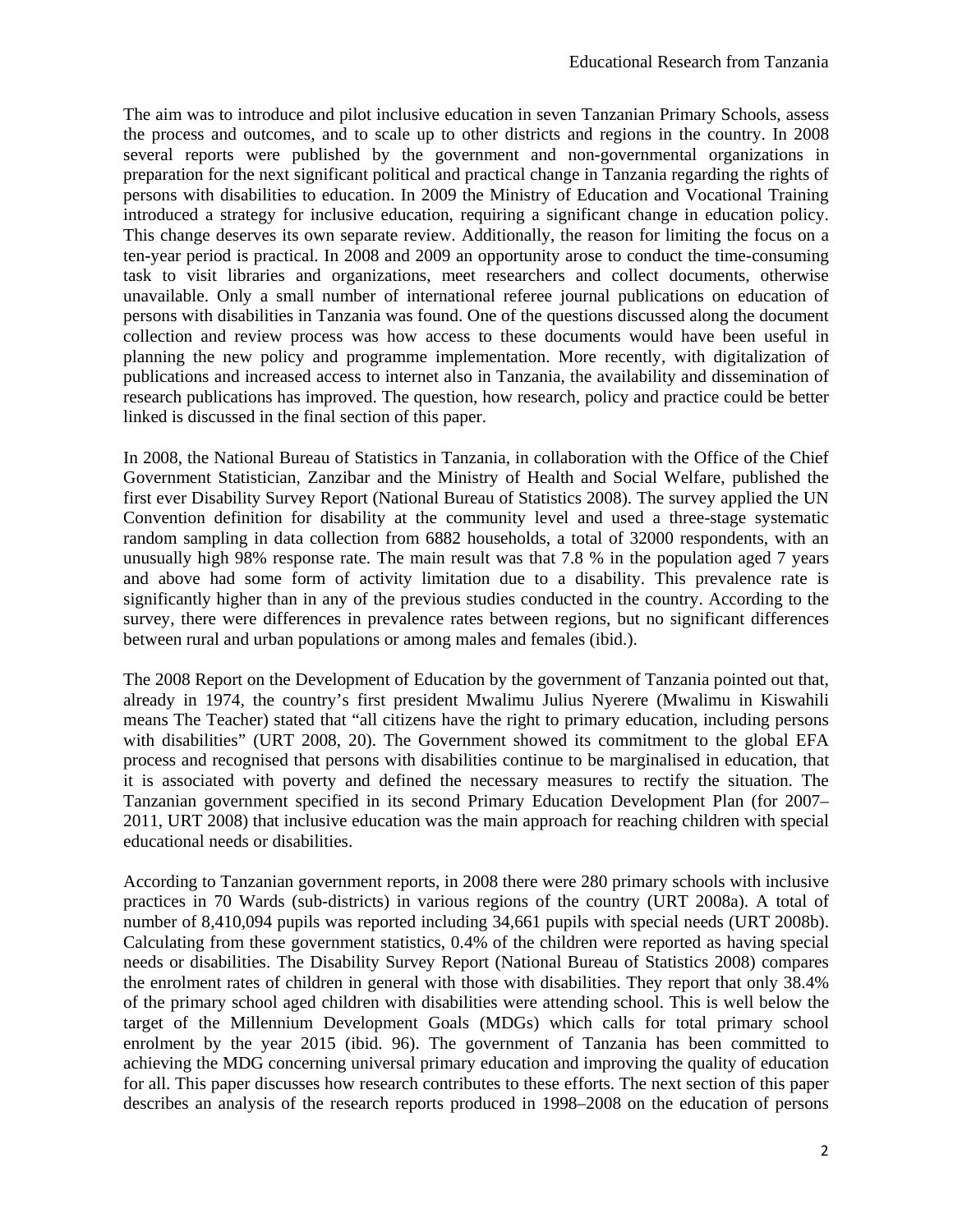The aim was to introduce and pilot inclusive education in seven Tanzanian Primary Schools, assess the process and outcomes, and to scale up to other districts and regions in the country. In 2008 several reports were published by the government and non-governmental organizations in preparation for the next significant political and practical change in Tanzania regarding the rights of persons with disabilities to education. In 2009 the Ministry of Education and Vocational Training introduced a strategy for inclusive education, requiring a significant change in education policy. This change deserves its own separate review. Additionally, the reason for limiting the focus on a ten-year period is practical. In 2008 and 2009 an opportunity arose to conduct the time-consuming task to visit libraries and organizations, meet researchers and collect documents, otherwise unavailable. Only a small number of international referee journal publications on education of persons with disabilities in Tanzania was found. One of the questions discussed along the document collection and review process was how access to these documents would have been useful in planning the new policy and programme implementation. More recently, with digitalization of publications and increased access to internet also in Tanzania, the availability and dissemination of research publications has improved. The question, how research, policy and practice could be better linked is discussed in the final section of this paper.

In 2008, the National Bureau of Statistics in Tanzania, in collaboration with the Office of the Chief Government Statistician, Zanzibar and the Ministry of Health and Social Welfare, published the first ever Disability Survey Report (National Bureau of Statistics 2008). The survey applied the UN Convention definition for disability at the community level and used a three-stage systematic random sampling in data collection from 6882 households, a total of 32000 respondents, with an unusually high 98% response rate. The main result was that 7.8 % in the population aged 7 years and above had some form of activity limitation due to a disability. This prevalence rate is significantly higher than in any of the previous studies conducted in the country. According to the survey, there were differences in prevalence rates between regions, but no significant differences between rural and urban populations or among males and females (ibid.).

The 2008 Report on the Development of Education by the government of Tanzania pointed out that, already in 1974, the country's first president Mwalimu Julius Nyerere (Mwalimu in Kiswahili means The Teacher) stated that "all citizens have the right to primary education, including persons with disabilities" (URT 2008, 20). The Government showed its commitment to the global EFA process and recognised that persons with disabilities continue to be marginalised in education, that it is associated with poverty and defined the necessary measures to rectify the situation. The Tanzanian government specified in its second Primary Education Development Plan (for 2007–2011, URT 2008) that inclusive education was the main approach for reaching children with special educational needs or disabilities.

According to Tanzanian government reports, in 2008 there were 280 primary schools with inclusive practices in 70 Wards (sub-districts) in various regions of the country (URT 2008a). A total of number of 8,410,094 pupils was reported including 34,661 pupils with special needs (URT 2008b). Calculating from these government statistics, 0.4% of the children were reported as having special needs or disabilities. The Disability Survey Report (National Bureau of Statistics 2008) compares the enrolment rates of children in general with those with disabilities. They report that only 38.4% of the primary school aged children with disabilities were attending school. This is well below the target of the Millennium Development Goals (MDGs) which calls for total primary school enrolment by the year 2015 (ibid. 96). The government of Tanzania has been committed to achieving the MDG concerning universal primary education and improving the quality of education for all. This paper discusses how research contributes to these efforts. The next section of this paper describes an analysis of the research reports produced in 1998–2008 on the education of persons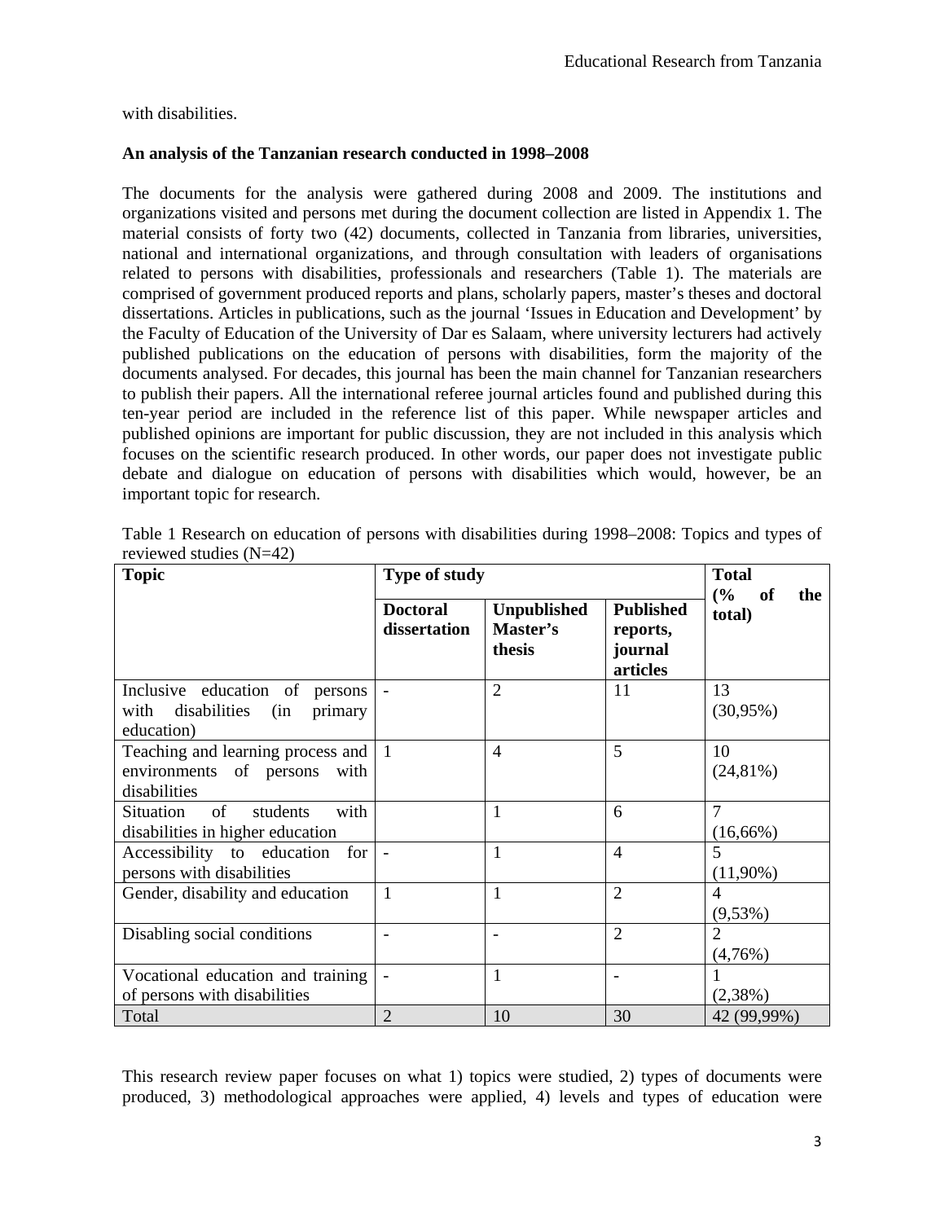with disabilities.

**An analysis of the Tanzanian research conducted in 1998–2008**

The documents for the analysis were gathered during 2008 and 2009. The institutions and organizations visited and persons met during the document collection are listed in Appendix 1. The material consists of forty two (42) documents, collected in Tanzania from libraries, universities, national and international organizations, and through consultation with leaders of organisations related to persons with disabilities, professionals and researchers (Table 1). The materials are comprised of government produced reports and plans, scholarly papers, master's theses and doctoral dissertations. Articles in publications, such as the journal 'Issues in Education and Development' by the Faculty of Education of the University of Dar es Salaam, where university lecturers had actively published publications on the education of persons with disabilities, form the majority of the documents analysed. For decades, this journal has been the main channel for Tanzanian researchers to publish their papers. All the international referee journal articles found and published during this ten-year period are included in the reference list of this paper. While newspaper articles and published opinions are important for public discussion, they are not included in this analysis which focuses on the scientific research produced. In other words, our paper does not investigate public debate and dialogue on education of persons with disabilities which would, however, be an important topic for research.

Table 1 Research on education of persons with disabilities during 1998–2008: Topics and types of reviewed studies (N=42)

| **Topic** | **Type of study** | | | **Total (% of the total)** |
|---|---|---|---|---|
| | **Doctoral dissertation** | **Unpublished Master's thesis** | **Published reports, journal articles** | |
| Inclusive education of persons with disabilities (in primary education) | - | 2 | 11 | 13 (30,95%) |
| Teaching and learning process and environments of persons with disabilities | 1 | 4 | 5 | 10 (24,81%) |
| Situation of students with disabilities in higher education | | 1 | 6 | 7 (16,66%) |
| Accessibility to education for persons with disabilities | - | 1 | 4 | 5 (11,90%) |
| Gender, disability and education | 1 | 1 | 2 | 4 (9,53%) |
| Disabling social conditions | - | - | 2 | 2 (4,76%) |
| Vocational education and training of persons with disabilities | - | 1 | - | 1 (2,38%) |
| Total | 2 | 10 | 30 | 42 (99,99%) |

This research review paper focuses on what 1) topics were studied, 2) types of documents were produced, 3) methodological approaches were applied, 4) levels and types of education were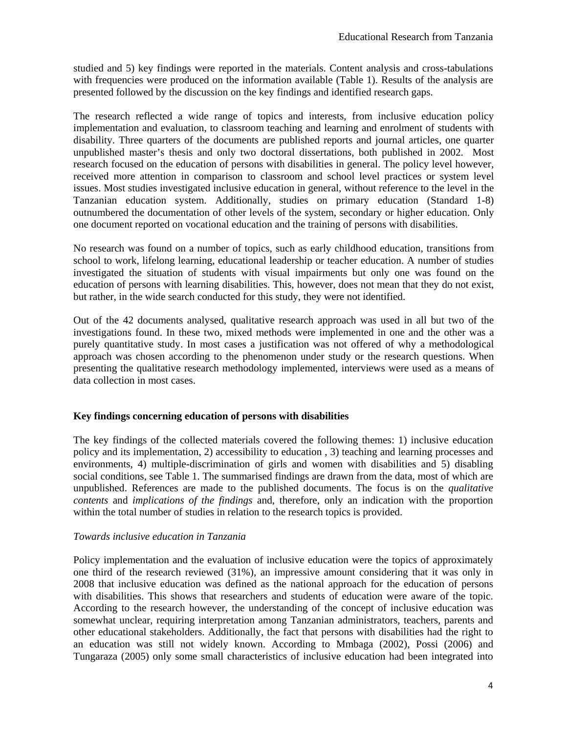studied and 5) key findings were reported in the materials. Content analysis and cross-tabulations with frequencies were produced on the information available (Table 1). Results of the analysis are presented followed by the discussion on the key findings and identified research gaps.

The research reflected a wide range of topics and interests, from inclusive education policy implementation and evaluation, to classroom teaching and learning and enrolment of students with disability. Three quarters of the documents are published reports and journal articles, one quarter unpublished master's thesis and only two doctoral dissertations, both published in 2002. Most research focused on the education of persons with disabilities in general. The policy level however, received more attention in comparison to classroom and school level practices or system level issues. Most studies investigated inclusive education in general, without reference to the level in the Tanzanian education system. Additionally, studies on primary education (Standard 1-8) outnumbered the documentation of other levels of the system, secondary or higher education. Only one document reported on vocational education and the training of persons with disabilities.

No research was found on a number of topics, such as early childhood education, transitions from school to work, lifelong learning, educational leadership or teacher education. A number of studies investigated the situation of students with visual impairments but only one was found on the education of persons with learning disabilities. This, however, does not mean that they do not exist, but rather, in the wide search conducted for this study, they were not identified.

Out of the 42 documents analysed, qualitative research approach was used in all but two of the investigations found. In these two, mixed methods were implemented in one and the other was a purely quantitative study. In most cases a justification was not offered of why a methodological approach was chosen according to the phenomenon under study or the research questions. When presenting the qualitative research methodology implemented, interviews were used as a means of data collection in most cases.

## Key findings concerning education of persons with disabilities

The key findings of the collected materials covered the following themes: 1) inclusive education policy and its implementation, 2) accessibility to education , 3) teaching and learning processes and environments, 4) multiple-discrimination of girls and women with disabilities and 5) disabling social conditions, see Table 1. The summarised findings are drawn from the data, most of which are unpublished. References are made to the published documents. The focus is on the *qualitative contents* and *implications of the findings* and, therefore, only an indication with the proportion within the total number of studies in relation to the research topics is provided.

### *Towards inclusive education in Tanzania*

Policy implementation and the evaluation of inclusive education were the topics of approximately one third of the research reviewed (31%), an impressive amount considering that it was only in 2008 that inclusive education was defined as the national approach for the education of persons with disabilities. This shows that researchers and students of education were aware of the topic. According to the research however, the understanding of the concept of inclusive education was somewhat unclear, requiring interpretation among Tanzanian administrators, teachers, parents and other educational stakeholders. Additionally, the fact that persons with disabilities had the right to an education was still not widely known. According to Mmbaga (2002), Possi (2006) and Tungaraza (2005) only some small characteristics of inclusive education had been integrated into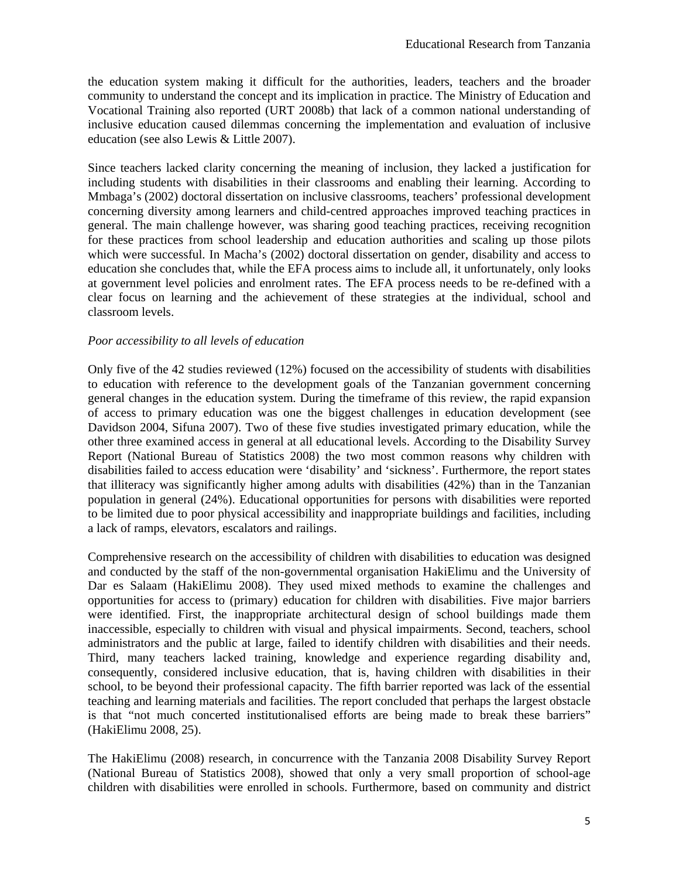the education system making it difficult for the authorities, leaders, teachers and the broader community to understand the concept and its implication in practice. The Ministry of Education and Vocational Training also reported (URT 2008b) that lack of a common national understanding of inclusive education caused dilemmas concerning the implementation and evaluation of inclusive education (see also Lewis & Little 2007).

Since teachers lacked clarity concerning the meaning of inclusion, they lacked a justification for including students with disabilities in their classrooms and enabling their learning. According to Mmbaga's (2002) doctoral dissertation on inclusive classrooms, teachers' professional development concerning diversity among learners and child-centred approaches improved teaching practices in general. The main challenge however, was sharing good teaching practices, receiving recognition for these practices from school leadership and education authorities and scaling up those pilots which were successful. In Macha's (2002) doctoral dissertation on gender, disability and access to education she concludes that, while the EFA process aims to include all, it unfortunately, only looks at government level policies and enrolment rates. The EFA process needs to be re-defined with a clear focus on learning and the achievement of these strategies at the individual, school and classroom levels.

*Poor accessibility to all levels of education*

Only five of the 42 studies reviewed (12%) focused on the accessibility of students with disabilities to education with reference to the development goals of the Tanzanian government concerning general changes in the education system. During the timeframe of this review, the rapid expansion of access to primary education was one the biggest challenges in education development (see Davidson 2004, Sifuna 2007). Two of these five studies investigated primary education, while the other three examined access in general at all educational levels. According to the Disability Survey Report (National Bureau of Statistics 2008) the two most common reasons why children with disabilities failed to access education were 'disability' and 'sickness'. Furthermore, the report states that illiteracy was significantly higher among adults with disabilities (42%) than in the Tanzanian population in general (24%). Educational opportunities for persons with disabilities were reported to be limited due to poor physical accessibility and inappropriate buildings and facilities, including a lack of ramps, elevators, escalators and railings.

Comprehensive research on the accessibility of children with disabilities to education was designed and conducted by the staff of the non-governmental organisation HakiElimu and the University of Dar es Salaam (HakiElimu 2008). They used mixed methods to examine the challenges and opportunities for access to (primary) education for children with disabilities. Five major barriers were identified. First, the inappropriate architectural design of school buildings made them inaccessible, especially to children with visual and physical impairments. Second, teachers, school administrators and the public at large, failed to identify children with disabilities and their needs. Third, many teachers lacked training, knowledge and experience regarding disability and, consequently, considered inclusive education, that is, having children with disabilities in their school, to be beyond their professional capacity. The fifth barrier reported was lack of the essential teaching and learning materials and facilities. The report concluded that perhaps the largest obstacle is that "not much concerted institutionalised efforts are being made to break these barriers" (HakiElimu 2008, 25).

The HakiElimu (2008) research, in concurrence with the Tanzania 2008 Disability Survey Report (National Bureau of Statistics 2008), showed that only a very small proportion of school-age children with disabilities were enrolled in schools. Furthermore, based on community and district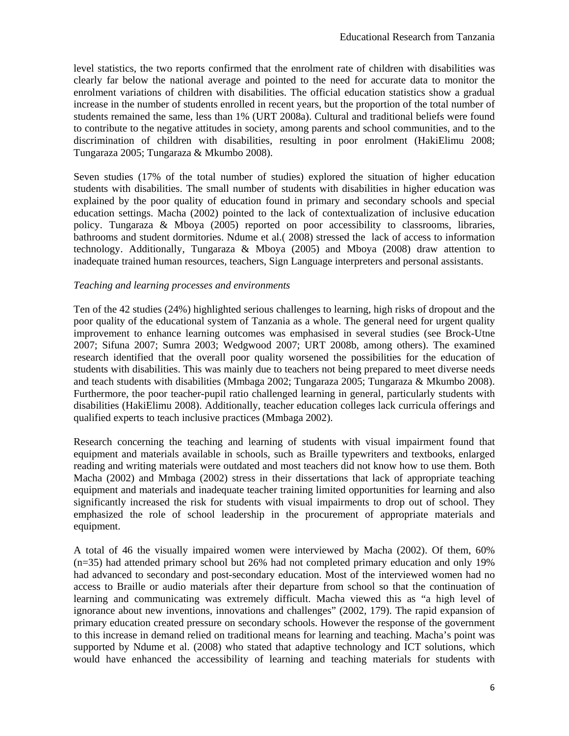level statistics, the two reports confirmed that the enrolment rate of children with disabilities was clearly far below the national average and pointed to the need for accurate data to monitor the enrolment variations of children with disabilities. The official education statistics show a gradual increase in the number of students enrolled in recent years, but the proportion of the total number of students remained the same, less than 1% (URT 2008a). Cultural and traditional beliefs were found to contribute to the negative attitudes in society, among parents and school communities, and to the discrimination of children with disabilities, resulting in poor enrolment (HakiElimu 2008; Tungaraza 2005; Tungaraza & Mkumbo 2008).

Seven studies (17% of the total number of studies) explored the situation of higher education students with disabilities. The small number of students with disabilities in higher education was explained by the poor quality of education found in primary and secondary schools and special education settings. Macha (2002) pointed to the lack of contextualization of inclusive education policy. Tungaraza & Mboya (2005) reported on poor accessibility to classrooms, libraries, bathrooms and student dormitories. Ndume et al.( 2008) stressed the lack of access to information technology. Additionally, Tungaraza & Mboya (2005) and Mboya (2008) draw attention to inadequate trained human resources, teachers, Sign Language interpreters and personal assistants.

*Teaching and learning processes and environments*

Ten of the 42 studies (24%) highlighted serious challenges to learning, high risks of dropout and the poor quality of the educational system of Tanzania as a whole. The general need for urgent quality improvement to enhance learning outcomes was emphasised in several studies (see Brock-Utne 2007; Sifuna 2007; Sumra 2003; Wedgwood 2007; URT 2008b, among others). The examined research identified that the overall poor quality worsened the possibilities for the education of students with disabilities. This was mainly due to teachers not being prepared to meet diverse needs and teach students with disabilities (Mmbaga 2002; Tungaraza 2005; Tungaraza & Mkumbo 2008). Furthermore, the poor teacher-pupil ratio challenged learning in general, particularly students with disabilities (HakiElimu 2008). Additionally, teacher education colleges lack curricula offerings and qualified experts to teach inclusive practices (Mmbaga 2002).

Research concerning the teaching and learning of students with visual impairment found that equipment and materials available in schools, such as Braille typewriters and textbooks, enlarged reading and writing materials were outdated and most teachers did not know how to use them. Both Macha (2002) and Mmbaga (2002) stress in their dissertations that lack of appropriate teaching equipment and materials and inadequate teacher training limited opportunities for learning and also significantly increased the risk for students with visual impairments to drop out of school. They emphasized the role of school leadership in the procurement of appropriate materials and equipment.

A total of 46 the visually impaired women were interviewed by Macha (2002). Of them, 60% (n=35) had attended primary school but 26% had not completed primary education and only 19% had advanced to secondary and post-secondary education. Most of the interviewed women had no access to Braille or audio materials after their departure from school so that the continuation of learning and communicating was extremely difficult. Macha viewed this as "a high level of ignorance about new inventions, innovations and challenges" (2002, 179). The rapid expansion of primary education created pressure on secondary schools. However the response of the government to this increase in demand relied on traditional means for learning and teaching. Macha's point was supported by Ndume et al. (2008) who stated that adaptive technology and ICT solutions, which would have enhanced the accessibility of learning and teaching materials for students with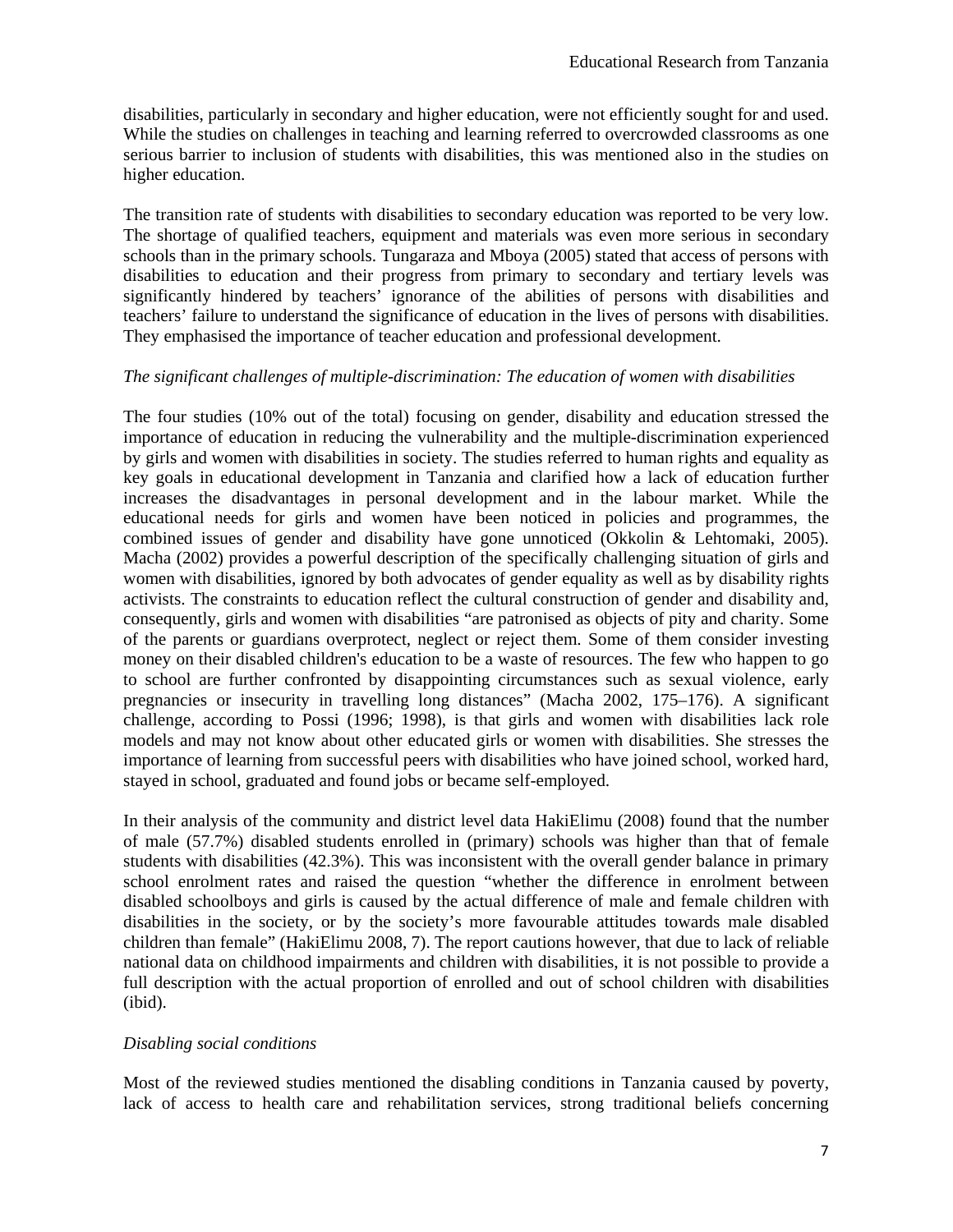disabilities, particularly in secondary and higher education, were not efficiently sought for and used. While the studies on challenges in teaching and learning referred to overcrowded classrooms as one serious barrier to inclusion of students with disabilities, this was mentioned also in the studies on higher education.

The transition rate of students with disabilities to secondary education was reported to be very low. The shortage of qualified teachers, equipment and materials was even more serious in secondary schools than in the primary schools. Tungaraza and Mboya (2005) stated that access of persons with disabilities to education and their progress from primary to secondary and tertiary levels was significantly hindered by teachers' ignorance of the abilities of persons with disabilities and teachers' failure to understand the significance of education in the lives of persons with disabilities. They emphasised the importance of teacher education and professional development.

*The significant challenges of multiple-discrimination: The education of women with disabilities*

The four studies (10% out of the total) focusing on gender, disability and education stressed the importance of education in reducing the vulnerability and the multiple-discrimination experienced by girls and women with disabilities in society. The studies referred to human rights and equality as key goals in educational development in Tanzania and clarified how a lack of education further increases the disadvantages in personal development and in the labour market. While the educational needs for girls and women have been noticed in policies and programmes, the combined issues of gender and disability have gone unnoticed (Okkolin & Lehtomaki, 2005). Macha (2002) provides a powerful description of the specifically challenging situation of girls and women with disabilities, ignored by both advocates of gender equality as well as by disability rights activists. The constraints to education reflect the cultural construction of gender and disability and, consequently, girls and women with disabilities "are patronised as objects of pity and charity. Some of the parents or guardians overprotect, neglect or reject them. Some of them consider investing money on their disabled children's education to be a waste of resources. The few who happen to go to school are further confronted by disappointing circumstances such as sexual violence, early pregnancies or insecurity in travelling long distances" (Macha 2002, 175–176). A significant challenge, according to Possi (1996; 1998), is that girls and women with disabilities lack role models and may not know about other educated girls or women with disabilities. She stresses the importance of learning from successful peers with disabilities who have joined school, worked hard, stayed in school, graduated and found jobs or became self-employed.

In their analysis of the community and district level data HakiElimu (2008) found that the number of male (57.7%) disabled students enrolled in (primary) schools was higher than that of female students with disabilities (42.3%). This was inconsistent with the overall gender balance in primary school enrolment rates and raised the question "whether the difference in enrolment between disabled schoolboys and girls is caused by the actual difference of male and female children with disabilities in the society, or by the society's more favourable attitudes towards male disabled children than female" (HakiElimu 2008, 7). The report cautions however, that due to lack of reliable national data on childhood impairments and children with disabilities, it is not possible to provide a full description with the actual proportion of enrolled and out of school children with disabilities (ibid).

*Disabling social conditions*

Most of the reviewed studies mentioned the disabling conditions in Tanzania caused by poverty, lack of access to health care and rehabilitation services, strong traditional beliefs concerning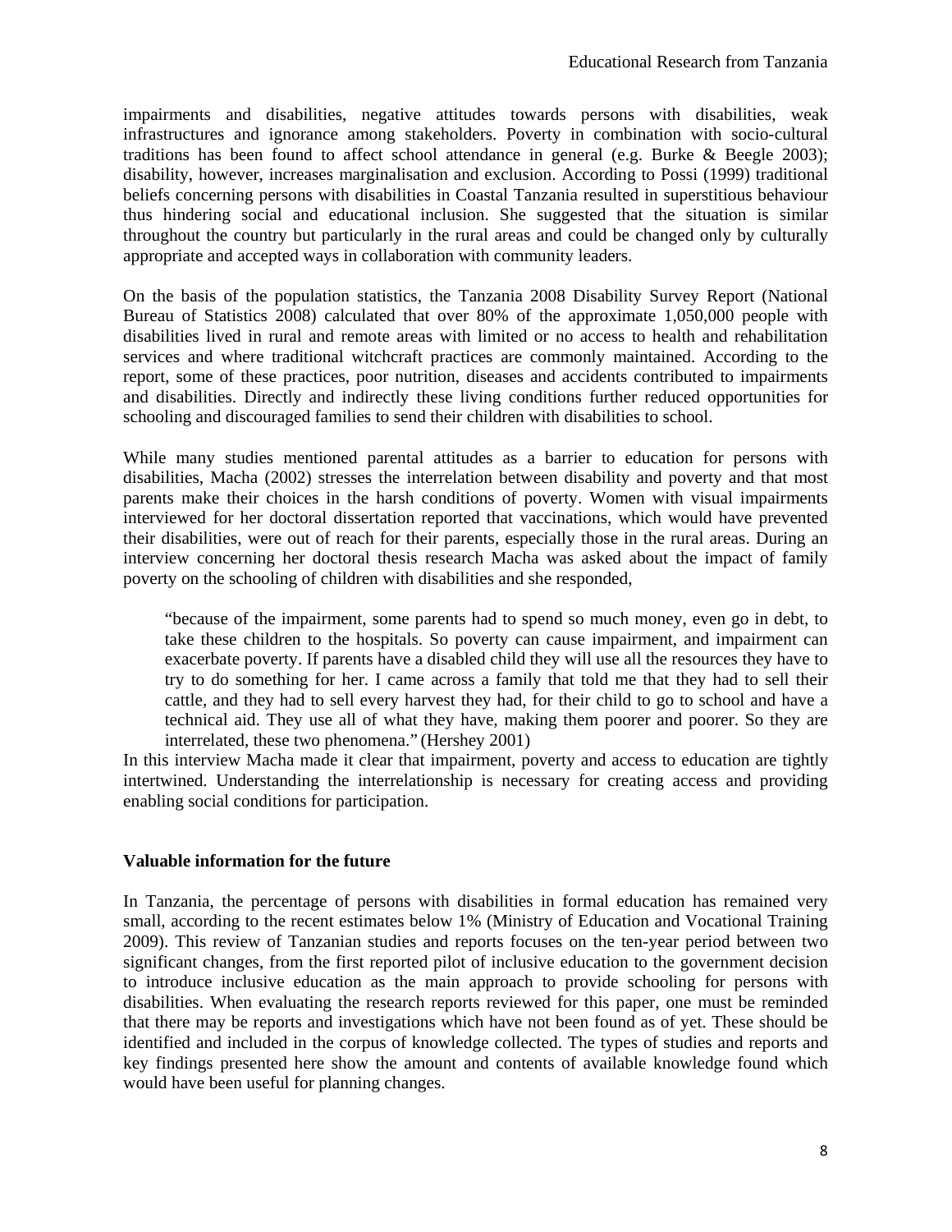impairments and disabilities, negative attitudes towards persons with disabilities, weak infrastructures and ignorance among stakeholders. Poverty in combination with socio-cultural traditions has been found to affect school attendance in general (e.g. Burke & Beegle 2003); disability, however, increases marginalisation and exclusion. According to Possi (1999) traditional beliefs concerning persons with disabilities in Coastal Tanzania resulted in superstitious behaviour thus hindering social and educational inclusion. She suggested that the situation is similar throughout the country but particularly in the rural areas and could be changed only by culturally appropriate and accepted ways in collaboration with community leaders.

On the basis of the population statistics, the Tanzania 2008 Disability Survey Report (National Bureau of Statistics 2008) calculated that over 80% of the approximate 1,050,000 people with disabilities lived in rural and remote areas with limited or no access to health and rehabilitation services and where traditional witchcraft practices are commonly maintained. According to the report, some of these practices, poor nutrition, diseases and accidents contributed to impairments and disabilities. Directly and indirectly these living conditions further reduced opportunities for schooling and discouraged families to send their children with disabilities to school.

While many studies mentioned parental attitudes as a barrier to education for persons with disabilities, Macha (2002) stresses the interrelation between disability and poverty and that most parents make their choices in the harsh conditions of poverty. Women with visual impairments interviewed for her doctoral dissertation reported that vaccinations, which would have prevented their disabilities, were out of reach for their parents, especially those in the rural areas. During an interview concerning her doctoral thesis research Macha was asked about the impact of family poverty on the schooling of children with disabilities and she responded,

> "because of the impairment, some parents had to spend so much money, even go in debt, to take these children to the hospitals. So poverty can cause impairment, and impairment can exacerbate poverty. If parents have a disabled child they will use all the resources they have to try to do something for her. I came across a family that told me that they had to sell their cattle, and they had to sell every harvest they had, for their child to go to school and have a technical aid. They use all of what they have, making them poorer and poorer. So they are interrelated, these two phenomena." (Hershey 2001)

In this interview Macha made it clear that impairment, poverty and access to education are tightly intertwined. Understanding the interrelationship is necessary for creating access and providing enabling social conditions for participation.

### Valuable information for the future

In Tanzania, the percentage of persons with disabilities in formal education has remained very small, according to the recent estimates below 1% (Ministry of Education and Vocational Training 2009). This review of Tanzanian studies and reports focuses on the ten-year period between two significant changes, from the first reported pilot of inclusive education to the government decision to introduce inclusive education as the main approach to provide schooling for persons with disabilities. When evaluating the research reports reviewed for this paper, one must be reminded that there may be reports and investigations which have not been found as of yet. These should be identified and included in the corpus of knowledge collected. The types of studies and reports and key findings presented here show the amount and contents of available knowledge found which would have been useful for planning changes.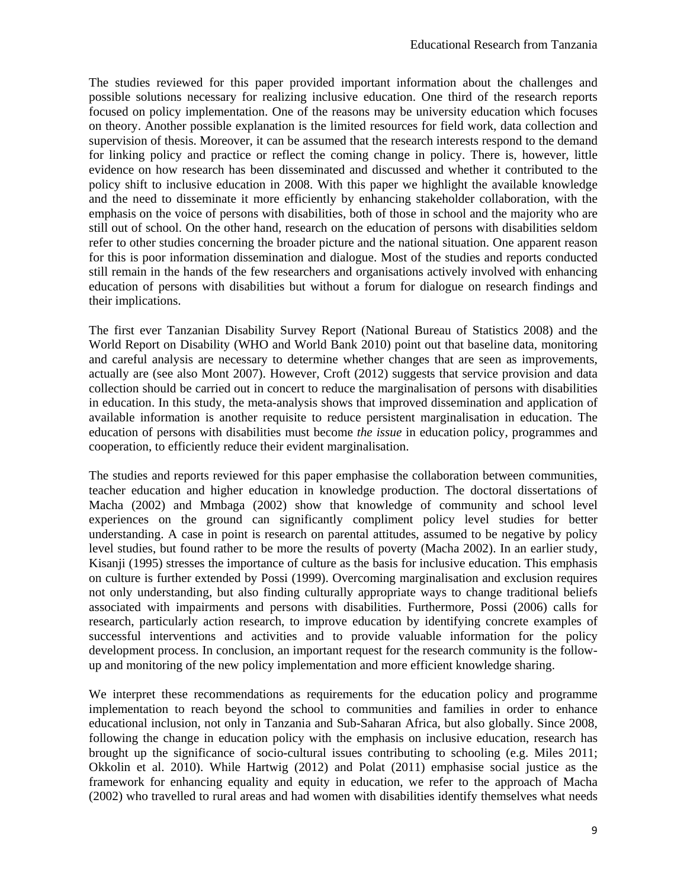The studies reviewed for this paper provided important information about the challenges and possible solutions necessary for realizing inclusive education. One third of the research reports focused on policy implementation. One of the reasons may be university education which focuses on theory. Another possible explanation is the limited resources for field work, data collection and supervision of thesis. Moreover, it can be assumed that the research interests respond to the demand for linking policy and practice or reflect the coming change in policy. There is, however, little evidence on how research has been disseminated and discussed and whether it contributed to the policy shift to inclusive education in 2008. With this paper we highlight the available knowledge and the need to disseminate it more efficiently by enhancing stakeholder collaboration, with the emphasis on the voice of persons with disabilities, both of those in school and the majority who are still out of school. On the other hand, research on the education of persons with disabilities seldom refer to other studies concerning the broader picture and the national situation. One apparent reason for this is poor information dissemination and dialogue. Most of the studies and reports conducted still remain in the hands of the few researchers and organisations actively involved with enhancing education of persons with disabilities but without a forum for dialogue on research findings and their implications.

The first ever Tanzanian Disability Survey Report (National Bureau of Statistics 2008) and the World Report on Disability (WHO and World Bank 2010) point out that baseline data, monitoring and careful analysis are necessary to determine whether changes that are seen as improvements, actually are (see also Mont 2007). However, Croft (2012) suggests that service provision and data collection should be carried out in concert to reduce the marginalisation of persons with disabilities in education. In this study, the meta-analysis shows that improved dissemination and application of available information is another requisite to reduce persistent marginalisation in education. The education of persons with disabilities must become *the issue* in education policy, programmes and cooperation, to efficiently reduce their evident marginalisation.

The studies and reports reviewed for this paper emphasise the collaboration between communities, teacher education and higher education in knowledge production. The doctoral dissertations of Macha (2002) and Mmbaga (2002) show that knowledge of community and school level experiences on the ground can significantly compliment policy level studies for better understanding. A case in point is research on parental attitudes, assumed to be negative by policy level studies, but found rather to be more the results of poverty (Macha 2002). In an earlier study, Kisanji (1995) stresses the importance of culture as the basis for inclusive education. This emphasis on culture is further extended by Possi (1999). Overcoming marginalisation and exclusion requires not only understanding, but also finding culturally appropriate ways to change traditional beliefs associated with impairments and persons with disabilities. Furthermore, Possi (2006) calls for research, particularly action research, to improve education by identifying concrete examples of successful interventions and activities and to provide valuable information for the policy development process. In conclusion, an important request for the research community is the follow-up and monitoring of the new policy implementation and more efficient knowledge sharing.

We interpret these recommendations as requirements for the education policy and programme implementation to reach beyond the school to communities and families in order to enhance educational inclusion, not only in Tanzania and Sub-Saharan Africa, but also globally. Since 2008, following the change in education policy with the emphasis on inclusive education, research has brought up the significance of socio-cultural issues contributing to schooling (e.g. Miles 2011; Okkolin et al. 2010). While Hartwig (2012) and Polat (2011) emphasise social justice as the framework for enhancing equality and equity in education, we refer to the approach of Macha (2002) who travelled to rural areas and had women with disabilities identify themselves what needs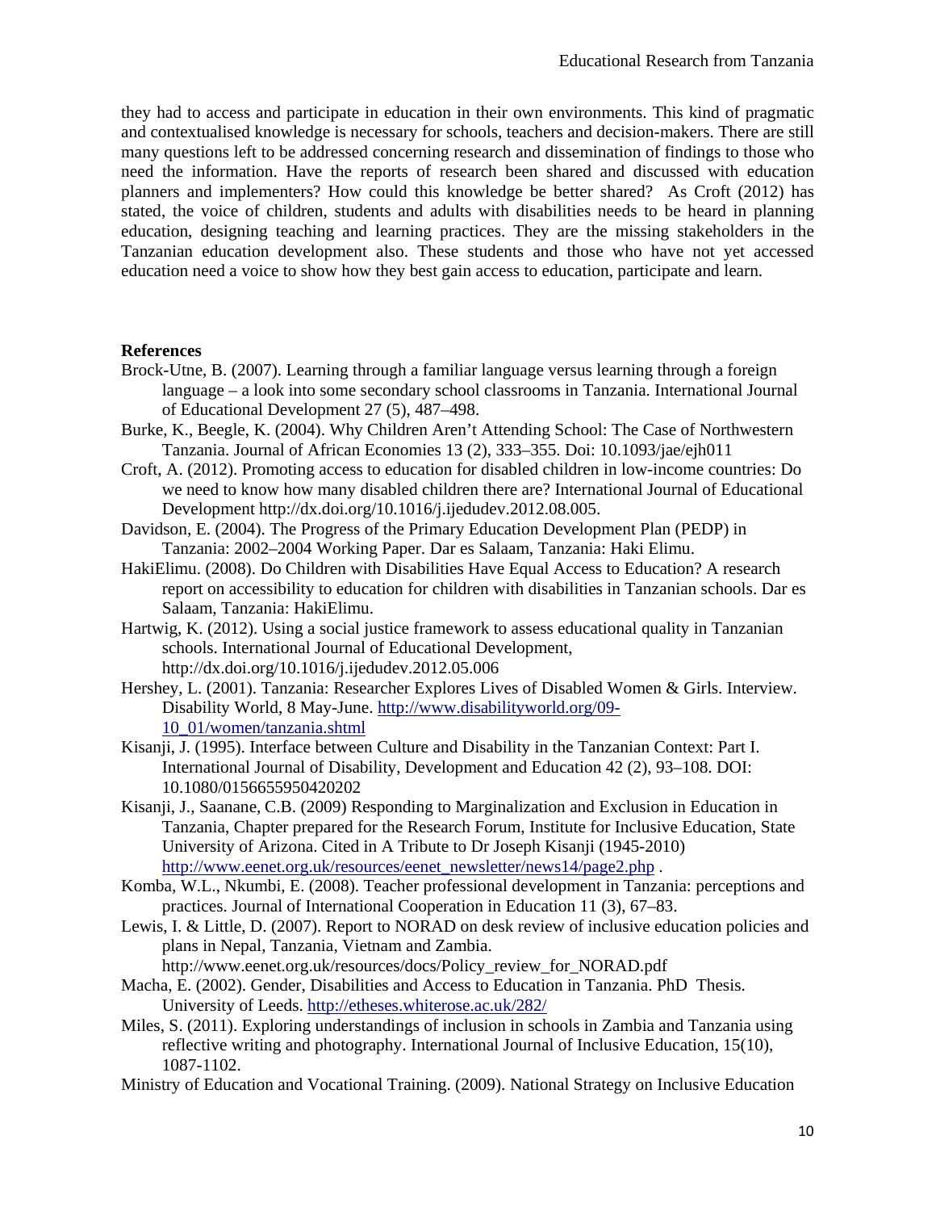they had to access and participate in education in their own environments. This kind of pragmatic and contextualised knowledge is necessary for schools, teachers and decision-makers. There are still many questions left to be addressed concerning research and dissemination of findings to those who need the information. Have the reports of research been shared and discussed with education planners and implementers? How could this knowledge be better shared? As Croft (2012) has stated, the voice of children, students and adults with disabilities needs to be heard in planning education, designing teaching and learning practices. They are the missing stakeholders in the Tanzanian education development also. These students and those who have not yet accessed education need a voice to show how they best gain access to education, participate and learn.

**References**

Brock-Utne, B. (2007). Learning through a familiar language versus learning through a foreign language – a look into some secondary school classrooms in Tanzania. International Journal of Educational Development 27 (5), 487–498.

Burke, K., Beegle, K. (2004). Why Children Aren't Attending School: The Case of Northwestern Tanzania. Journal of African Economies 13 (2), 333–355. Doi: 10.1093/jae/ejh011

Croft, A. (2012). Promoting access to education for disabled children in low-income countries: Do we need to know how many disabled children there are? International Journal of Educational Development http://dx.doi.org/10.1016/j.ijedudev.2012.08.005.

Davidson, E. (2004). The Progress of the Primary Education Development Plan (PEDP) in Tanzania: 2002–2004 Working Paper. Dar es Salaam, Tanzania: Haki Elimu.

HakiElimu. (2008). Do Children with Disabilities Have Equal Access to Education? A research report on accessibility to education for children with disabilities in Tanzanian schools. Dar es Salaam, Tanzania: HakiElimu.

Hartwig, K. (2012). Using a social justice framework to assess educational quality in Tanzanian schools. International Journal of Educational Development, http://dx.doi.org/10.1016/j.ijedudev.2012.05.006

Hershey, L. (2001). Tanzania: Researcher Explores Lives of Disabled Women & Girls. Interview. Disability World, 8 May-June. http://www.disabilityworld.org/09-10_01/women/tanzania.shtml

Kisanji, J. (1995). Interface between Culture and Disability in the Tanzanian Context: Part I. International Journal of Disability, Development and Education 42 (2), 93–108. DOI: 10.1080/0156655950420202

Kisanji, J., Saanane, C.B. (2009) Responding to Marginalization and Exclusion in Education in Tanzania, Chapter prepared for the Research Forum, Institute for Inclusive Education, State University of Arizona. Cited in A Tribute to Dr Joseph Kisanji (1945-2010) http://www.eenet.org.uk/resources/eenet_newsletter/news14/page2.php .

Komba, W.L., Nkumbi, E. (2008). Teacher professional development in Tanzania: perceptions and practices. Journal of International Cooperation in Education 11 (3), 67–83.

Lewis, I. & Little, D. (2007). Report to NORAD on desk review of inclusive education policies and plans in Nepal, Tanzania, Vietnam and Zambia. http://www.eenet.org.uk/resources/docs/Policy_review_for_NORAD.pdf

Macha, E. (2002). Gender, Disabilities and Access to Education in Tanzania. PhD Thesis. University of Leeds. http://etheses.whiterose.ac.uk/282/

Miles, S. (2011). Exploring understandings of inclusion in schools in Zambia and Tanzania using reflective writing and photography. International Journal of Inclusive Education, 15(10), 1087-1102.

Ministry of Education and Vocational Training. (2009). National Strategy on Inclusive Education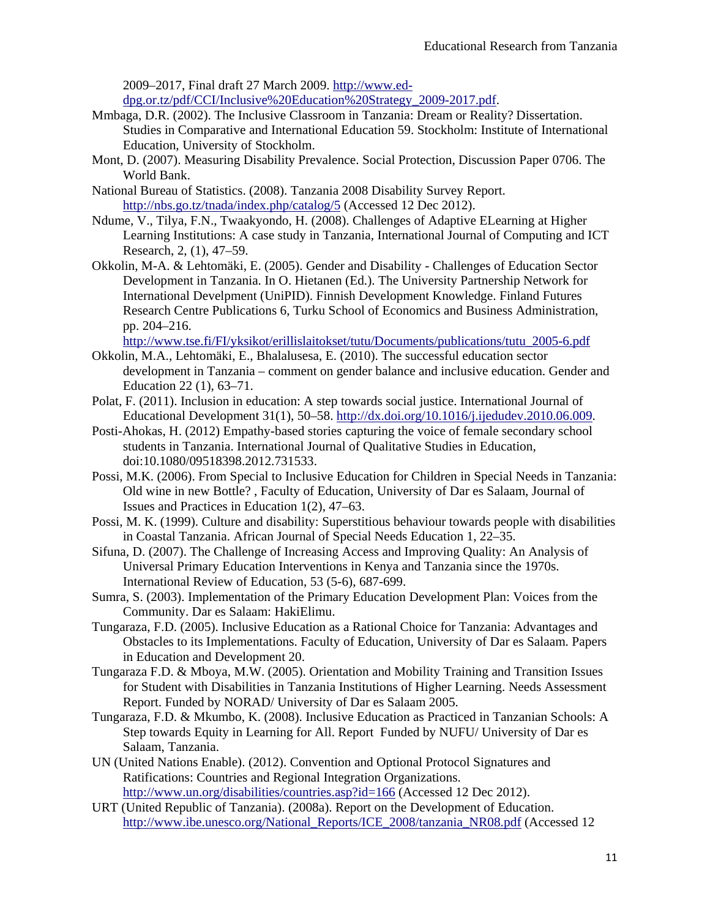2009–2017, Final draft 27 March 2009. http://www.ed-dpg.or.tz/pdf/CCI/Inclusive%20Education%20Strategy_2009-2017.pdf.

Mmbaga, D.R. (2002). The Inclusive Classroom in Tanzania: Dream or Reality? Dissertation. Studies in Comparative and International Education 59. Stockholm: Institute of International Education, University of Stockholm.

Mont, D. (2007). Measuring Disability Prevalence. Social Protection, Discussion Paper 0706. The World Bank.

National Bureau of Statistics. (2008). Tanzania 2008 Disability Survey Report. http://nbs.go.tz/tnada/index.php/catalog/5 (Accessed 12 Dec 2012).

Ndume, V., Tilya, F.N., Twaakyondo, H. (2008). Challenges of Adaptive ELearning at Higher Learning Institutions: A case study in Tanzania, International Journal of Computing and ICT Research, 2, (1), 47–59.

Okkolin, M-A. & Lehtomäki, E. (2005). Gender and Disability - Challenges of Education Sector Development in Tanzania. In O. Hietanen (Ed.). The University Partnership Network for International Develpment (UniPID). Finnish Development Knowledge. Finland Futures Research Centre Publications 6, Turku School of Economics and Business Administration, pp. 204–216. http://www.tse.fi/FI/yksikot/erillislaitokset/tutu/Documents/publications/tutu_2005-6.pdf

Okkolin, M.A., Lehtomäki, E., Bhalalusesa, E. (2010). The successful education sector development in Tanzania – comment on gender balance and inclusive education. Gender and Education 22 (1), 63–71.

Polat, F. (2011). Inclusion in education: A step towards social justice. International Journal of Educational Development 31(1), 50–58. http://dx.doi.org/10.1016/j.ijedudev.2010.06.009.

Posti-Ahokas, H. (2012) Empathy-based stories capturing the voice of female secondary school students in Tanzania. International Journal of Qualitative Studies in Education, doi:10.1080/09518398.2012.731533.

Possi, M.K. (2006). From Special to Inclusive Education for Children in Special Needs in Tanzania: Old wine in new Bottle? , Faculty of Education, University of Dar es Salaam, Journal of Issues and Practices in Education 1(2), 47–63.

Possi, M. K. (1999). Culture and disability: Superstitious behaviour towards people with disabilities in Coastal Tanzania. African Journal of Special Needs Education 1, 22–35.

Sifuna, D. (2007). The Challenge of Increasing Access and Improving Quality: An Analysis of Universal Primary Education Interventions in Kenya and Tanzania since the 1970s. International Review of Education, 53 (5-6), 687-699.

Sumra, S. (2003). Implementation of the Primary Education Development Plan: Voices from the Community. Dar es Salaam: HakiElimu.

Tungaraza, F.D. (2005). Inclusive Education as a Rational Choice for Tanzania: Advantages and Obstacles to its Implementations. Faculty of Education, University of Dar es Salaam. Papers in Education and Development 20.

Tungaraza F.D. & Mboya, M.W. (2005). Orientation and Mobility Training and Transition Issues for Student with Disabilities in Tanzania Institutions of Higher Learning. Needs Assessment Report. Funded by NORAD/ University of Dar es Salaam 2005.

Tungaraza, F.D. & Mkumbo, K. (2008). Inclusive Education as Practiced in Tanzanian Schools: A Step towards Equity in Learning for All. Report Funded by NUFU/ University of Dar es Salaam, Tanzania.

UN (United Nations Enable). (2012). Convention and Optional Protocol Signatures and Ratifications: Countries and Regional Integration Organizations. http://www.un.org/disabilities/countries.asp?id=166 (Accessed 12 Dec 2012).

URT (United Republic of Tanzania). (2008a). Report on the Development of Education. http://www.ibe.unesco.org/National_Reports/ICE_2008/tanzania_NR08.pdf (Accessed 12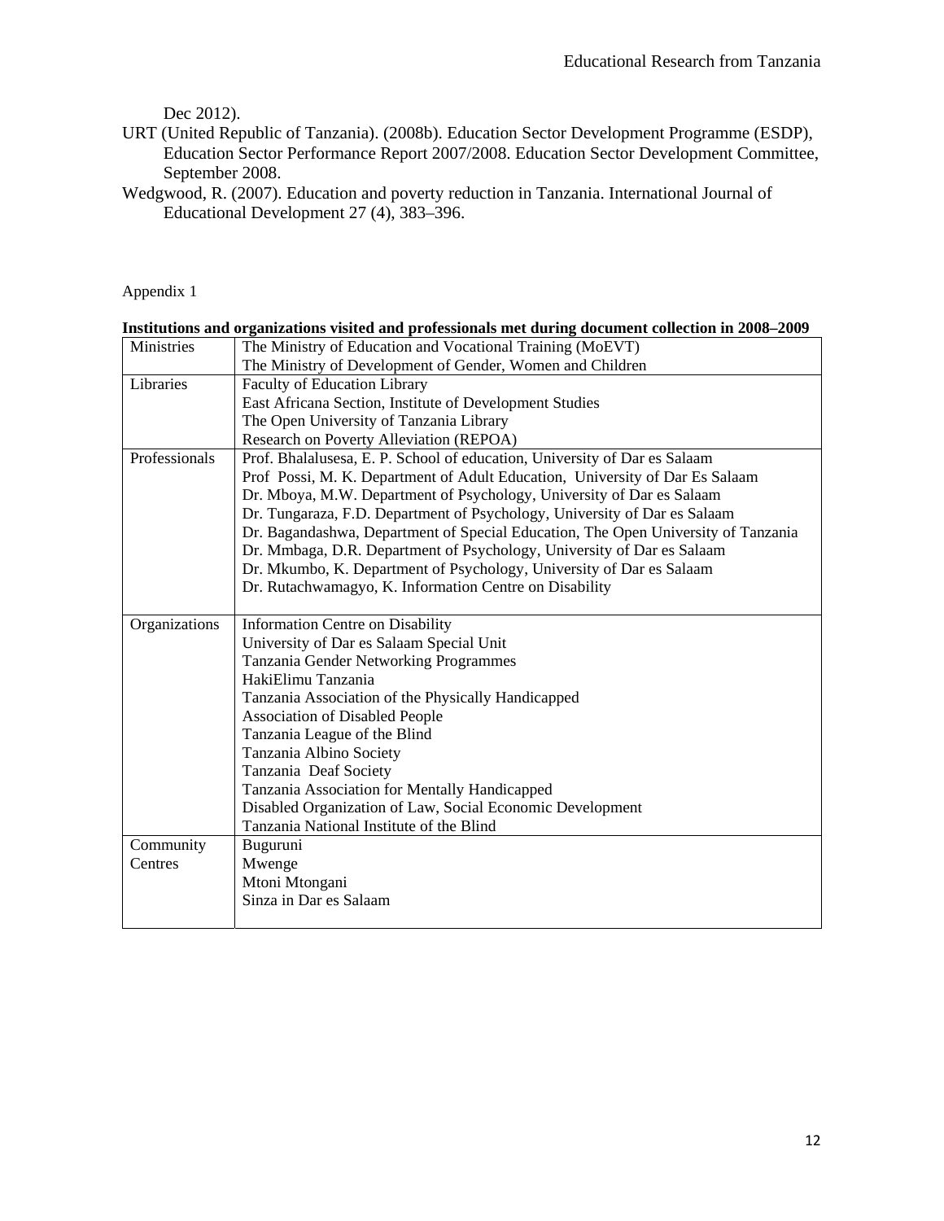Dec 2012).

URT (United Republic of Tanzania). (2008b). Education Sector Development Programme (ESDP), Education Sector Performance Report 2007/2008. Education Sector Development Committee, September 2008.

Wedgwood, R. (2007). Education and poverty reduction in Tanzania. International Journal of Educational Development 27 (4), 383–396.

Appendix 1

**Institutions and organizations visited and professionals met during document collection in 2008–2009**

| | |
|---|---|
| Ministries | The Ministry of Education and Vocational Training (MoEVT)<br>The Ministry of Development of Gender, Women and Children |
| Libraries | Faculty of Education Library<br>East Africana Section, Institute of Development Studies<br>The Open University of Tanzania Library<br>Research on Poverty Alleviation (REPOA) |
| Professionals | Prof. Bhalalusesa, E. P. School of education, University of Dar es Salaam<br>Prof Possi, M. K. Department of Adult Education, University of Dar Es Salaam<br>Dr. Mboya, M.W. Department of Psychology, University of Dar es Salaam<br>Dr. Tungaraza, F.D. Department of Psychology, University of Dar es Salaam<br>Dr. Bagandashwa, Department of Special Education, The Open University of Tanzania<br>Dr. Mmbaga, D.R. Department of Psychology, University of Dar es Salaam<br>Dr. Mkumbo, K. Department of Psychology, University of Dar es Salaam<br>Dr. Rutachwamagyo, K. Information Centre on Disability |
| Organizations | Information Centre on Disability<br>University of Dar es Salaam Special Unit<br>Tanzania Gender Networking Programmes<br>HakiElimu Tanzania<br>Tanzania Association of the Physically Handicapped<br>Association of Disabled People<br>Tanzania League of the Blind<br>Tanzania Albino Society<br>Tanzania Deaf Society<br>Tanzania Association for Mentally Handicapped<br>Disabled Organization of Law, Social Economic Development<br>Tanzania National Institute of the Blind |
| Community Centres | Buguruni<br>Mwenge<br>Mtoni Mtongani<br>Sinza in Dar es Salaam |